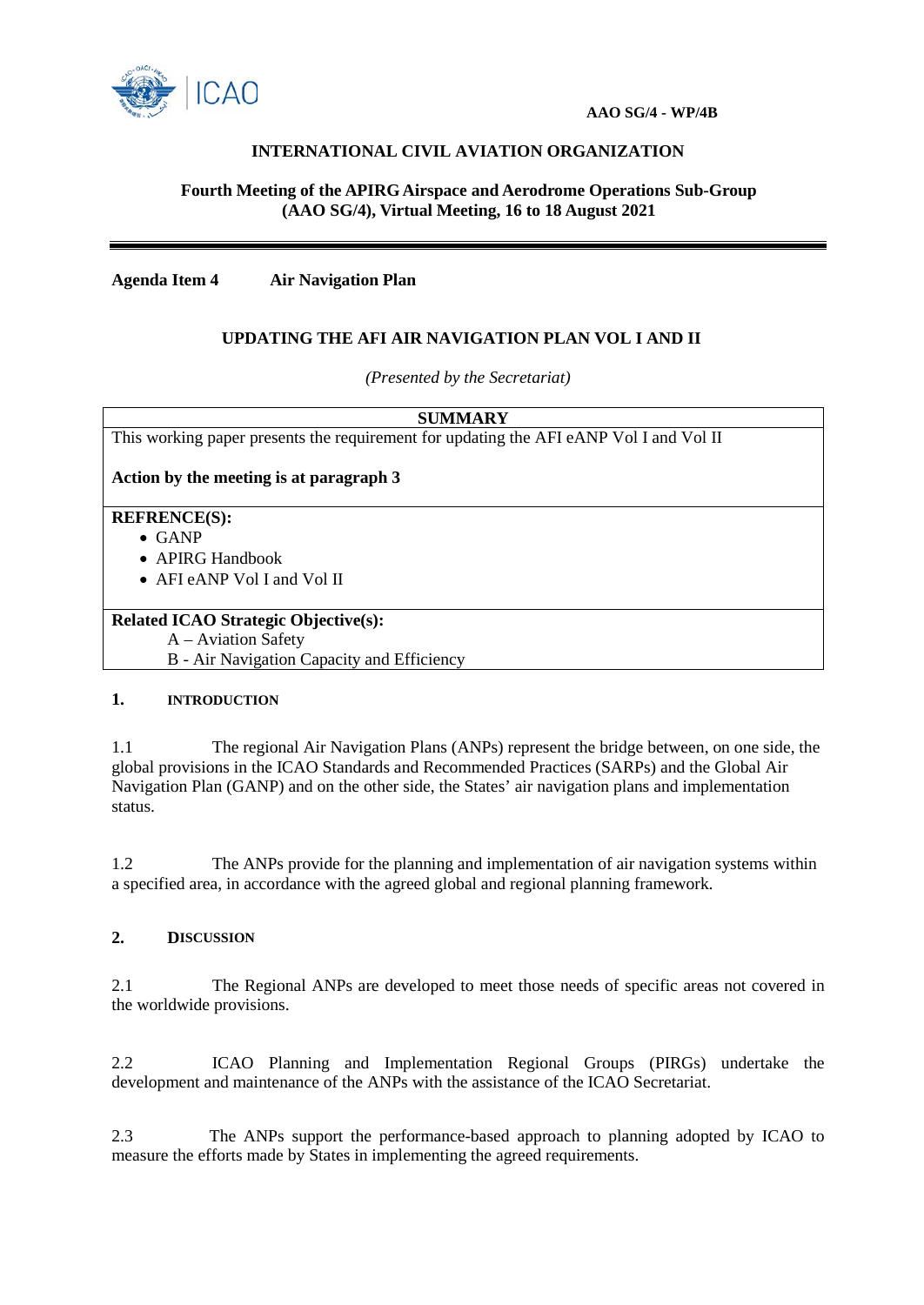AAO SG/4 - WP/4B

**INTERNATIONAL CIVIL AVIATION ORGANIZATION**

**Fourth Meeting of the APIRG Airspace and Aerodrome Operations Sub-Group (AAO SG/4), Virtual Meeting, 16 to 18 August 2021**

**Agenda Item 4 Air Navigation Plan**

**UPDATING THE AFI AIR NAVIGATION PLAN VOL I AND II**

*(Presented by the Secretariat)*

| **SUMMARY** |
|---|
| This working paper presents the requirement for updating the AFI eANP Vol I and Vol II<br><br>**Action by the meeting is at paragraph 3** |
| **REFRENCE(S):**<br>• GANP<br>• APIRG Handbook<br>• AFI eANP Vol I and Vol II |
| **Related ICAO Strategic Objective(s):**<br>A – Aviation Safety<br>B - Air Navigation Capacity and Efficiency |

## 1. INTRODUCTION

1.1 The regional Air Navigation Plans (ANPs) represent the bridge between, on one side, the global provisions in the ICAO Standards and Recommended Practices (SARPs) and the Global Air Navigation Plan (GANP) and on the other side, the States' air navigation plans and implementation status.

1.2 The ANPs provide for the planning and implementation of air navigation systems within a specified area, in accordance with the agreed global and regional planning framework.

## 2. DISCUSSION

2.1 The Regional ANPs are developed to meet those needs of specific areas not covered in the worldwide provisions.

2.2 ICAO Planning and Implementation Regional Groups (PIRGs) undertake the development and maintenance of the ANPs with the assistance of the ICAO Secretariat.

2.3 The ANPs support the performance-based approach to planning adopted by ICAO to measure the efforts made by States in implementing the agreed requirements.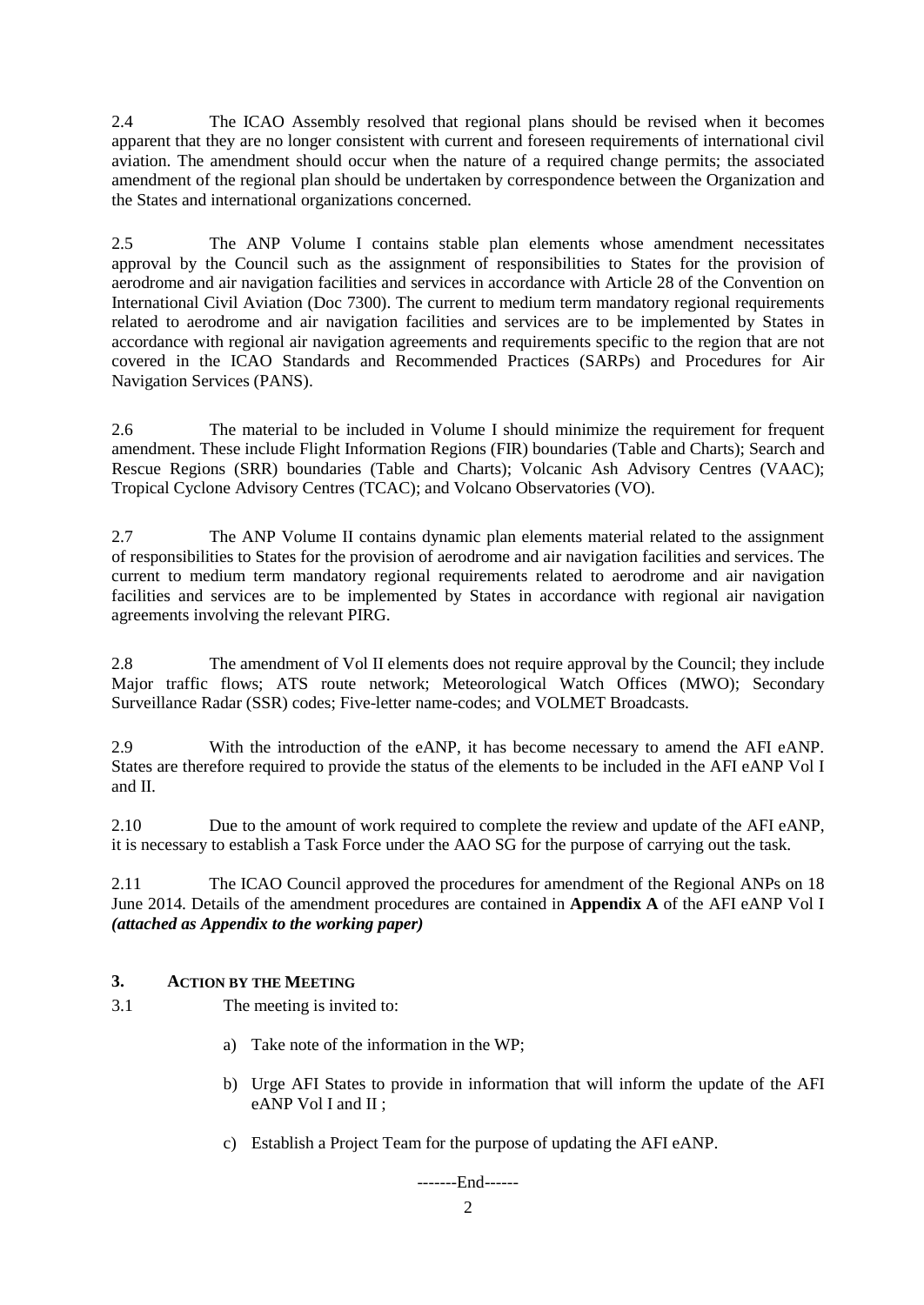2.4 The ICAO Assembly resolved that regional plans should be revised when it becomes apparent that they are no longer consistent with current and foreseen requirements of international civil aviation. The amendment should occur when the nature of a required change permits; the associated amendment of the regional plan should be undertaken by correspondence between the Organization and the States and international organizations concerned.

2.5 The ANP Volume I contains stable plan elements whose amendment necessitates approval by the Council such as the assignment of responsibilities to States for the provision of aerodrome and air navigation facilities and services in accordance with Article 28 of the Convention on International Civil Aviation (Doc 7300). The current to medium term mandatory regional requirements related to aerodrome and air navigation facilities and services are to be implemented by States in accordance with regional air navigation agreements and requirements specific to the region that are not covered in the ICAO Standards and Recommended Practices (SARPs) and Procedures for Air Navigation Services (PANS).

2.6 The material to be included in Volume I should minimize the requirement for frequent amendment. These include Flight Information Regions (FIR) boundaries (Table and Charts); Search and Rescue Regions (SRR) boundaries (Table and Charts); Volcanic Ash Advisory Centres (VAAC); Tropical Cyclone Advisory Centres (TCAC); and Volcano Observatories (VO).

2.7 The ANP Volume II contains dynamic plan elements material related to the assignment of responsibilities to States for the provision of aerodrome and air navigation facilities and services. The current to medium term mandatory regional requirements related to aerodrome and air navigation facilities and services are to be implemented by States in accordance with regional air navigation agreements involving the relevant PIRG.

2.8 The amendment of Vol II elements does not require approval by the Council; they include Major traffic flows; ATS route network; Meteorological Watch Offices (MWO); Secondary Surveillance Radar (SSR) codes; Five-letter name-codes; and VOLMET Broadcasts.

2.9 With the introduction of the eANP, it has become necessary to amend the AFI eANP. States are therefore required to provide the status of the elements to be included in the AFI eANP Vol I and II.

2.10 Due to the amount of work required to complete the review and update of the AFI eANP, it is necessary to establish a Task Force under the AAO SG for the purpose of carrying out the task.

2.11 The ICAO Council approved the procedures for amendment of the Regional ANPs on 18 June 2014. Details of the amendment procedures are contained in **Appendix A** of the AFI eANP Vol I ***(attached as Appendix to the working paper)***

## 3. ACTION BY THE MEETING

3.1 The meeting is invited to:

a) Take note of the information in the WP;

b) Urge AFI States to provide in information that will inform the update of the AFI eANP Vol I and II ;

c) Establish a Project Team for the purpose of updating the AFI eANP.

-------End------